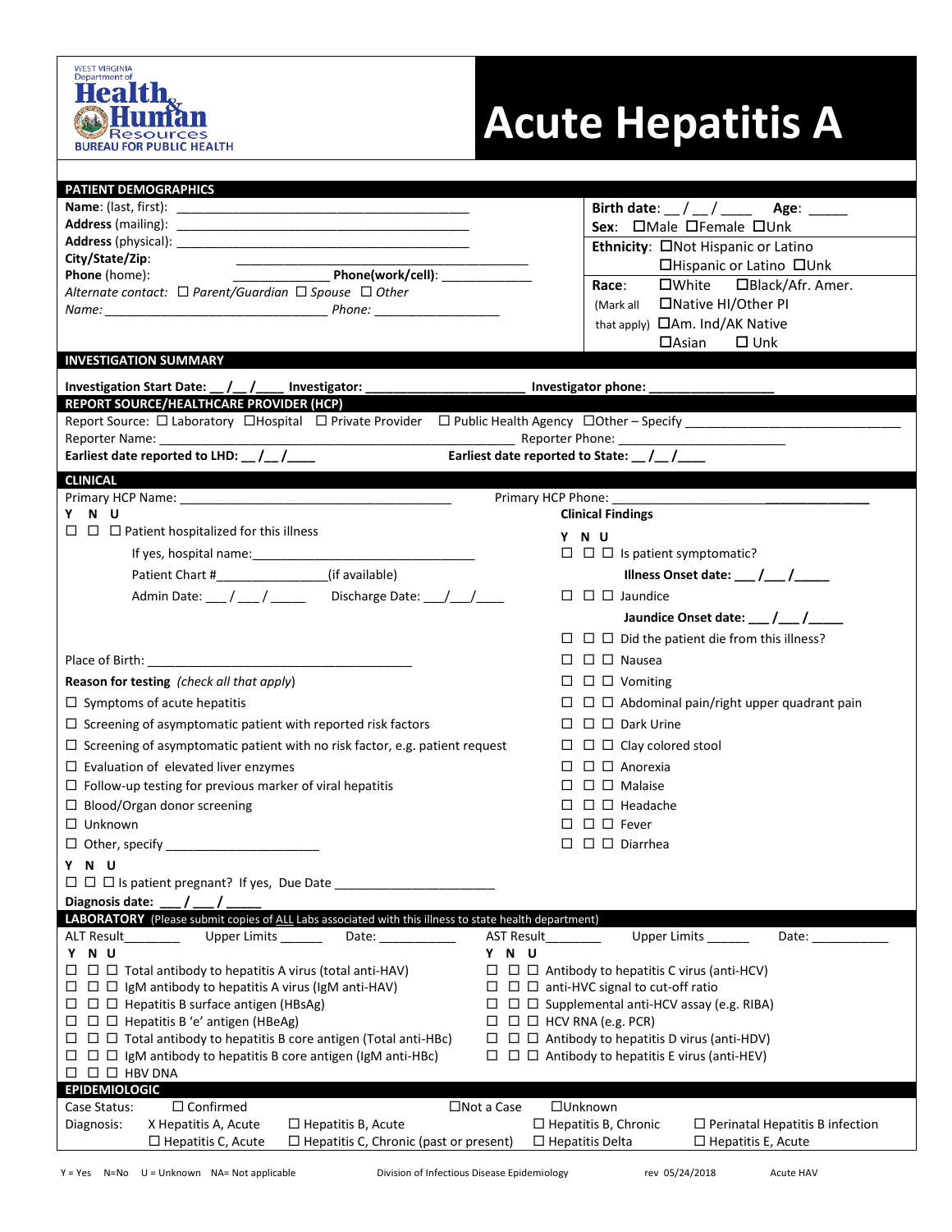WEST VIRGINIA Department of **Health & Human Resources** BUREAU FOR PUBLIC HEALTH

# Acute Hepatitis A

## PATIENT DEMOGRAPHICS

**Name**: (last, first): ________________________________________

**Address** (mailing): ________________________________________

**Address** (physical): ________________________________________

**City/State/Zip**: ________________________________________

**Phone** (home): ______________ **Phone(work/cell)**: ____________

*Alternate contact:* ☐ *Parent/Guardian* ☐ *Spouse* ☐ *Other*

*Name:* ______________________________ *Phone:* _________________

**Birth date**: __ / __ / ____ **Age**: _____

**Sex**: ☐Male ☐Female ☐Unk

**Ethnicity**: ☐Not Hispanic or Latino ☐Hispanic or Latino ☐Unk

**Race**: (Mark all that apply) ☐White ☐Black/Afr. Amer. ☐Native HI/Other PI ☐Am. Ind/AK Native ☐Asian ☐ Unk

## INVESTIGATION SUMMARY

**Investigation Start Date: __ /__ /____ Investigator: ______________________ Investigator phone: __________________**

## REPORT SOURCE/HEALTHCARE PROVIDER (HCP)

Report Source: ☐ Laboratory ☐Hospital ☐ Private Provider ☐ Public Health Agency ☐Other – Specify ______________________________

Reporter Name: ____________________________________________ Reporter Phone: ________________________

**Earliest date reported to LHD: __ /__ /____** **Earliest date reported to State: __ /__ /____**

## CLINICAL

Primary HCP Name: ______________________________________ Primary HCP Phone: ______________________________________

Y N U

☐ ☐ ☐ Patient hospitalized for this illness

If yes, hospital name:________________________________

Patient Chart #________________(if available)

Admin Date: ___ / ___ / _____ Discharge Date: ___/___/____

Place of Birth: ______________________________________

**Reason for testing** *(check all that apply)*

☐ Symptoms of acute hepatitis

☐ Screening of asymptomatic patient with reported risk factors

☐ Screening of asymptomatic patient with no risk factor, e.g. patient request

☐ Evaluation of elevated liver enzymes

☐ Follow-up testing for previous marker of viral hepatitis

☐ Blood/Organ donor screening

☐ Unknown

☐ Other, specify ______________________

**Y N U**

☐ ☐ ☐ Is patient pregnant? If yes, Due Date ______________________

**Diagnosis date: ___ / ___ / _____**

**Clinical Findings**

**Y N U**

☐ ☐ ☐ Is patient symptomatic?

**Illness Onset date: ___ /___ /_____**

☐ ☐ ☐ Jaundice

**Jaundice Onset date: ___ /___ /_____**

☐ ☐ ☐ Did the patient die from this illness?

☐ ☐ ☐ Nausea

☐ ☐ ☐ Vomiting

☐ ☐ ☐ Abdominal pain/right upper quadrant pain

☐ ☐ ☐ Dark Urine

☐ ☐ ☐ Clay colored stool

☐ ☐ ☐ Anorexia

☐ ☐ ☐ Malaise

☐ ☐ ☐ Headache

☐ ☐ ☐ Fever

☐ ☐ ☐ Diarrhea

## LABORATORY (Please submit copies of ALL Labs associated with this illness to state health department)

ALT Result________ Upper Limits ______ Date: ___________ AST Result_______ Upper Limits ______ Date: ___________

**Y N U**

☐ ☐ ☐ Total antibody to hepatitis A virus (total anti-HAV)

☐ ☐ ☐ IgM antibody to hepatitis A virus (IgM anti-HAV)

☐ ☐ ☐ Hepatitis B surface antigen (HBsAg)

☐ ☐ ☐ Hepatitis B 'e' antigen (HBeAg)

☐ ☐ ☐ Total antibody to hepatitis B core antigen (Total anti-HBc)

☐ ☐ ☐ IgM antibody to hepatitis B core antigen (IgM anti-HBc)

☐ ☐ ☐ HBV DNA

**Y N U**

☐ ☐ ☐ Antibody to hepatitis C virus (anti-HCV)

☐ ☐ ☐ anti-HVC signal to cut-off ratio

☐ ☐ ☐ Supplemental anti-HCV assay (e.g. RIBA)

☐ ☐ ☐ HCV RNA (e.g. PCR)

☐ ☐ ☐ Antibody to hepatitis D virus (anti-HDV)

☐ ☐ ☐ Antibody to hepatitis E virus (anti-HEV)

## EPIDEMIOLOGIC

Case Status: ☐ Confirmed ☐Not a Case ☐Unknown

Diagnosis: X Hepatitis A, Acute ☐ Hepatitis B, Acute ☐ Hepatitis B, Chronic ☐ Perinatal Hepatitis B infection ☐ Hepatitis C, Acute ☐ Hepatitis C, Chronic (past or present) ☐ Hepatitis Delta ☐ Hepatitis E, Acute

Y = Yes N=No U = Unknown NA= Not applicable Division of Infectious Disease Epidemiology rev 05/24/2018 Acute HAV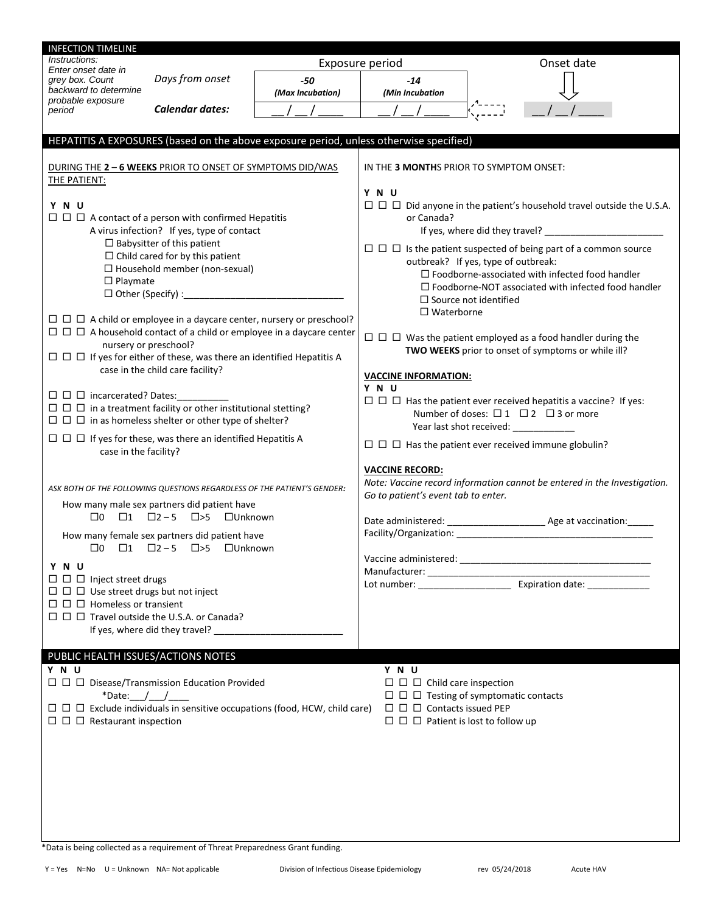## INFECTION TIMELINE

*Instructions: Enter onset date in grey box. Count backward to determine probable exposure period*

| | Exposure period | | Onset date |
|---|---|---|---|
| *Days from onset* | ***-50*** ***(Max Incubation)*** | ***-14*** ***(Min Incubation)*** | |
| ***Calendar dates:*** | __ / __ / ____ | __ / __ / ____ | __ / __ / ____ |

## HEPATITIS A EXPOSURES (based on the above exposure period, unless otherwise specified)

DURING THE **2 – 6 WEEKS** PRIOR TO ONSET OF SYMPTOMS DID/WAS THE PATIENT:

**Y N U**

☐ ☐ ☐ A contact of a person with confirmed Hepatitis A virus infection? If yes, type of contact
- ☐ Babysitter of this patient
- ☐ Child cared for by this patient
- ☐ Household member (non-sexual)
- ☐ Playmate
- ☐ Other (Specify) :______________________________

☐ ☐ ☐ A child or employee in a daycare center, nursery or preschool?
☐ ☐ ☐ A household contact of a child or employee in a daycare center nursery or preschool?
☐ ☐ ☐ If yes for either of these, was there an identified Hepatitis A case in the child care facility?

☐ ☐ ☐ incarcerated? Dates:__________
☐ ☐ ☐ in a treatment facility or other institutional stetting?
☐ ☐ ☐ in as homeless shelter or other type of shelter?

☐ ☐ ☐ If yes for these, was there an identified Hepatitis A case in the facility?

*ASK BOTH OF THE FOLLOWING QUESTIONS REGARDLESS OF THE PATIENT'S GENDER:*

How many male sex partners did patient have
☐0 ☐1 ☐2 – 5 ☐>5 ☐Unknown

How many female sex partners did patient have
☐0 ☐1 ☐2 – 5 ☐>5 ☐Unknown

**Y N U**

☐ ☐ ☐ Inject street drugs
☐ ☐ ☐ Use street drugs but not inject
☐ ☐ ☐ Homeless or transient
☐ ☐ ☐ Travel outside the U.S.A. or Canada?
If yes, where did they travel? ________________________

IN THE **3 MONTH**S PRIOR TO SYMPTOM ONSET:

**Y N U**

☐ ☐ ☐ Did anyone in the patient's household travel outside the U.S.A. or Canada?
If yes, where did they travel? ______________________

☐ ☐ ☐ Is the patient suspected of being part of a common source outbreak? If yes, type of outbreak:
- ☐ Foodborne-associated with infected food handler
- ☐ Foodborne-NOT associated with infected food handler
- ☐ Source not identified
- ☐ Waterborne

☐ ☐ ☐ Was the patient employed as a food handler during the **TWO WEEKS** prior to onset of symptoms or while ill?

**VACCINE INFORMATION:**

**Y N U**

☐ ☐ ☐ Has the patient ever received hepatitis a vaccine? If yes:
Number of doses: ☐ 1 ☐ 2 ☐ 3 or more
Year last shot received: ___________

☐ ☐ ☐ Has the patient ever received immune globulin?

**VACCINE RECORD:**

*Note: Vaccine record information cannot be entered in the Investigation. Go to patient's event tab to enter.*

Date administered: __________________ Age at vaccination:_____
Facility/Organization: ______________________________________

Vaccine administered: ____________________________________
Manufacturer: ___________________________________________
Lot number: _________________ Expiration date: ____________

## PUBLIC HEALTH ISSUES/ACTIONS NOTES

**Y N U**

☐ ☐ ☐ Disease/Transmission Education Provided
*Date:___/___/____
☐ ☐ ☐ Exclude individuals in sensitive occupations (food, HCW, child care)
☐ ☐ ☐ Restaurant inspection

**Y N U**

☐ ☐ ☐ Child care inspection
☐ ☐ ☐ Testing of symptomatic contacts
☐ ☐ ☐ Contacts issued PEP
☐ ☐ ☐ Patient is lost to follow up

*Data is being collected as a requirement of Threat Preparedness Grant funding.

Y = Yes N=No U = Unknown NA= Not applicable Division of Infectious Disease Epidemiology rev 05/24/2018 Acute HAV